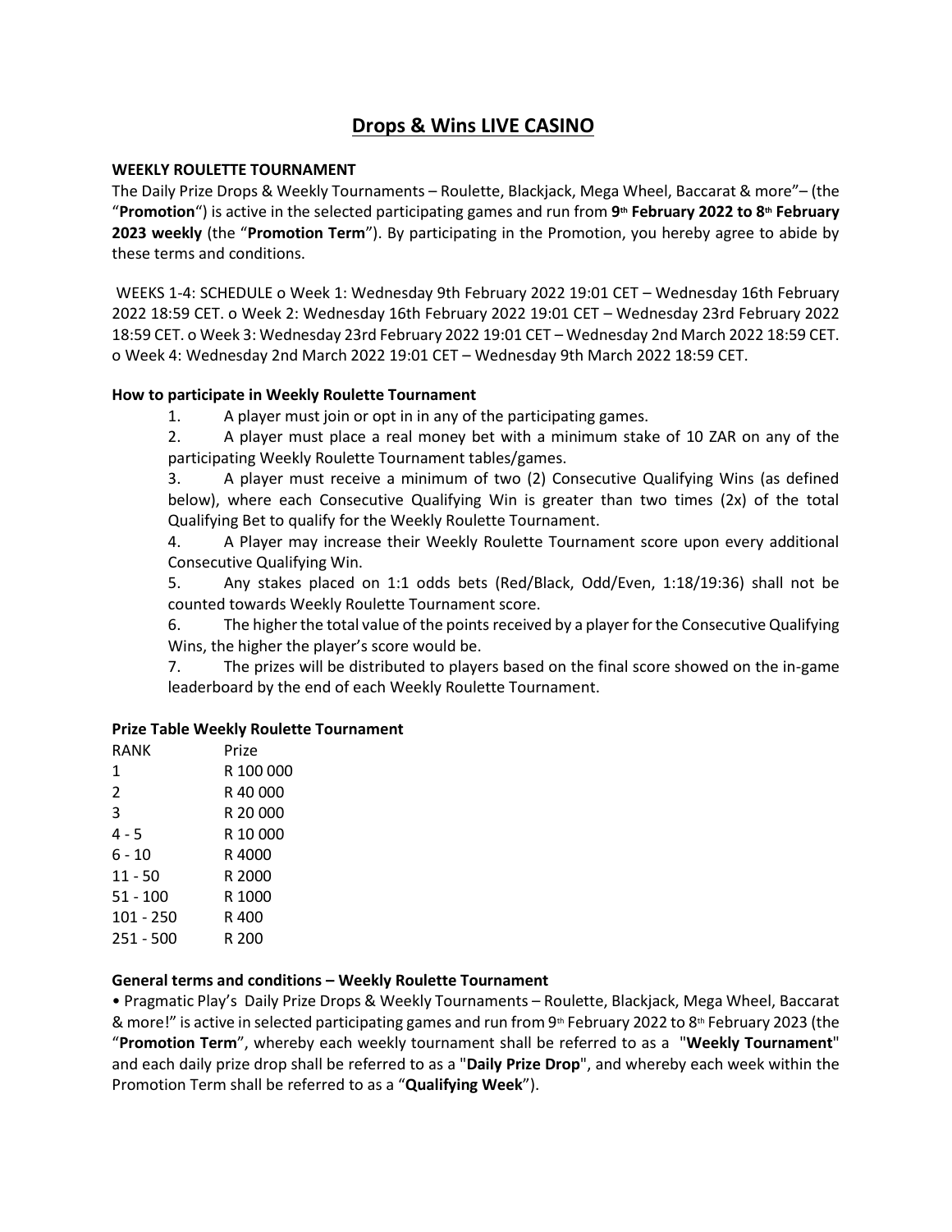# Drops & Wins LIVE CASINO

**WEEKLY ROULETTE TOURNAMENT**

The Daily Prize Drops & Weekly Tournaments – Roulette, Blackjack, Mega Wheel, Baccarat & more"– (the "**Promotion**") is active in the selected participating games and run from **9th February 2022 to 8th February 2023 weekly** (the "**Promotion Term**"). By participating in the Promotion, you hereby agree to abide by these terms and conditions.

WEEKS 1-4: SCHEDULE o Week 1: Wednesday 9th February 2022 19:01 CET – Wednesday 16th February 2022 18:59 CET. o Week 2: Wednesday 16th February 2022 19:01 CET – Wednesday 23rd February 2022 18:59 CET. o Week 3: Wednesday 23rd February 2022 19:01 CET – Wednesday 2nd March 2022 18:59 CET. o Week 4: Wednesday 2nd March 2022 19:01 CET – Wednesday 9th March 2022 18:59 CET.

**How to participate in Weekly Roulette Tournament**

1. A player must join or opt in in any of the participating games.
2. A player must place a real money bet with a minimum stake of 10 ZAR on any of the participating Weekly Roulette Tournament tables/games.
3. A player must receive a minimum of two (2) Consecutive Qualifying Wins (as defined below), where each Consecutive Qualifying Win is greater than two times (2x) of the total Qualifying Bet to qualify for the Weekly Roulette Tournament.
4. A Player may increase their Weekly Roulette Tournament score upon every additional Consecutive Qualifying Win.
5. Any stakes placed on 1:1 odds bets (Red/Black, Odd/Even, 1:18/19:36) shall not be counted towards Weekly Roulette Tournament score.
6. The higher the total value of the points received by a player for the Consecutive Qualifying Wins, the higher the player's score would be.
7. The prizes will be distributed to players based on the final score showed on the in-game leaderboard by the end of each Weekly Roulette Tournament.

**Prize Table Weekly Roulette Tournament**

| RANK | Prize |
|---|---|
| 1 | R 100 000 |
| 2 | R 40 000 |
| 3 | R 20 000 |
| 4 - 5 | R 10 000 |
| 6 - 10 | R 4000 |
| 11 - 50 | R 2000 |
| 51 - 100 | R 1000 |
| 101 - 250 | R 400 |
| 251 - 500 | R 200 |

**General terms and conditions – Weekly Roulette Tournament**

• Pragmatic Play's Daily Prize Drops & Weekly Tournaments – Roulette, Blackjack, Mega Wheel, Baccarat & more!" is active in selected participating games and run from 9th February 2022 to 8th February 2023 (the "**Promotion Term**", whereby each weekly tournament shall be referred to as a "**Weekly Tournament**" and each daily prize drop shall be referred to as a "**Daily Prize Drop**", and whereby each week within the Promotion Term shall be referred to as a "**Qualifying Week**").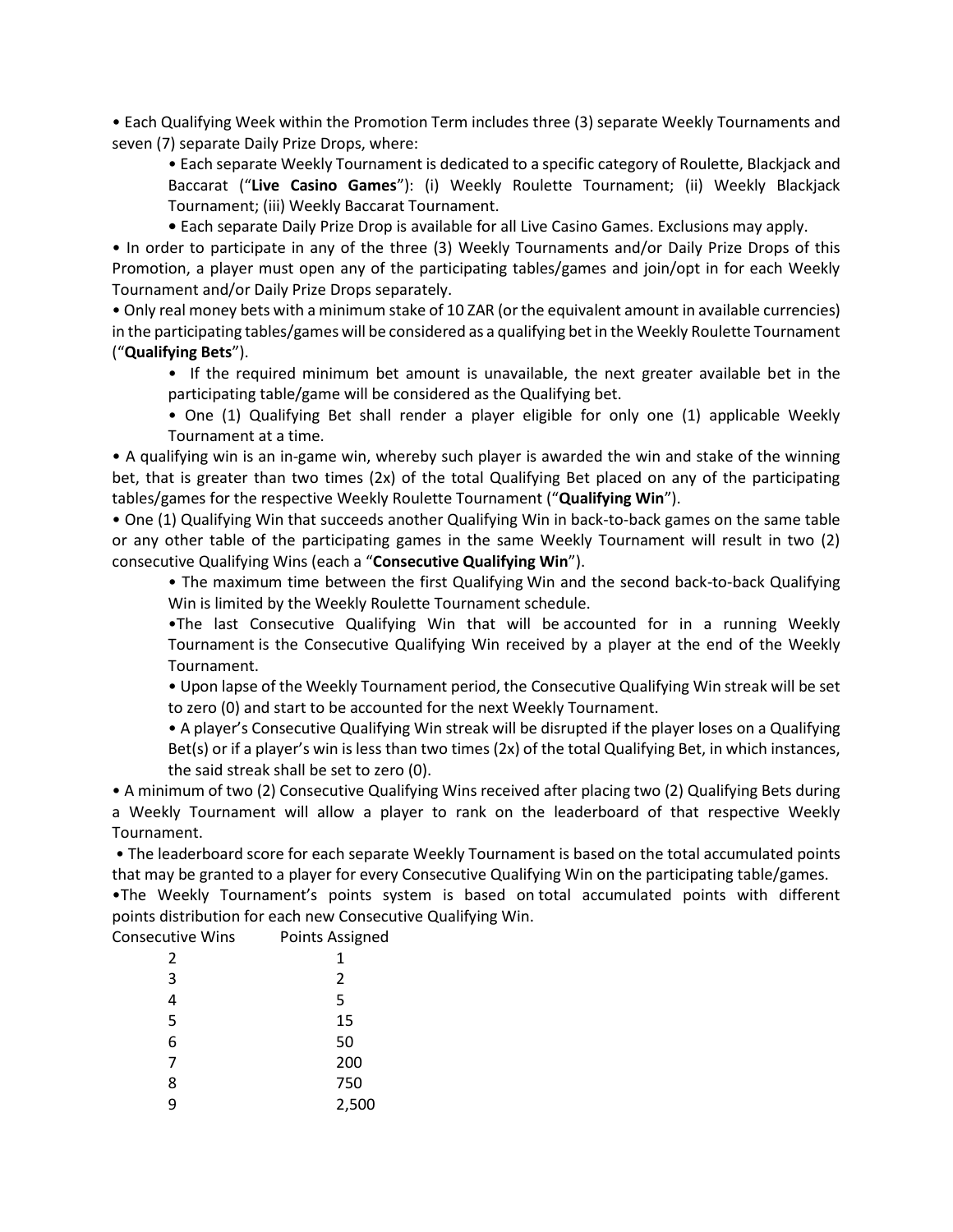- Each Qualifying Week within the Promotion Term includes three (3) separate Weekly Tournaments and seven (7) separate Daily Prize Drops, where:
    - Each separate Weekly Tournament is dedicated to a specific category of Roulette, Blackjack and Baccarat ("**Live Casino Games**"): (i) Weekly Roulette Tournament; (ii) Weekly Blackjack Tournament; (iii) Weekly Baccarat Tournament.
    - Each separate Daily Prize Drop is available for all Live Casino Games. Exclusions may apply.
- In order to participate in any of the three (3) Weekly Tournaments and/or Daily Prize Drops of this Promotion, a player must open any of the participating tables/games and join/opt in for each Weekly Tournament and/or Daily Prize Drops separately.
- Only real money bets with a minimum stake of 10 ZAR (or the equivalent amount in available currencies) in the participating tables/games will be considered as a qualifying bet in the Weekly Roulette Tournament ("**Qualifying Bets**").
    - If the required minimum bet amount is unavailable, the next greater available bet in the participating table/game will be considered as the Qualifying bet.
    - One (1) Qualifying Bet shall render a player eligible for only one (1) applicable Weekly Tournament at a time.
- A qualifying win is an in-game win, whereby such player is awarded the win and stake of the winning bet, that is greater than two times (2x) of the total Qualifying Bet placed on any of the participating tables/games for the respective Weekly Roulette Tournament ("**Qualifying Win**").
- One (1) Qualifying Win that succeeds another Qualifying Win in back-to-back games on the same table or any other table of the participating games in the same Weekly Tournament will result in two (2) consecutive Qualifying Wins (each a "**Consecutive Qualifying Win**").
    - The maximum time between the first Qualifying Win and the second back-to-back Qualifying Win is limited by the Weekly Roulette Tournament schedule.
    - The last Consecutive Qualifying Win that will be accounted for in a running Weekly Tournament is the Consecutive Qualifying Win received by a player at the end of the Weekly Tournament.
    - Upon lapse of the Weekly Tournament period, the Consecutive Qualifying Win streak will be set to zero (0) and start to be accounted for the next Weekly Tournament.
    - A player's Consecutive Qualifying Win streak will be disrupted if the player loses on a Qualifying Bet(s) or if a player's win is less than two times (2x) of the total Qualifying Bet, in which instances, the said streak shall be set to zero (0).
- A minimum of two (2) Consecutive Qualifying Wins received after placing two (2) Qualifying Bets during a Weekly Tournament will allow a player to rank on the leaderboard of that respective Weekly Tournament.
- The leaderboard score for each separate Weekly Tournament is based on the total accumulated points that may be granted to a player for every Consecutive Qualifying Win on the participating table/games.
- The Weekly Tournament's points system is based on total accumulated points with different points distribution for each new Consecutive Qualifying Win.

| Consecutive Wins | Points Assigned |
|---|---|
| 2 | 1 |
| 3 | 2 |
| 4 | 5 |
| 5 | 15 |
| 6 | 50 |
| 7 | 200 |
| 8 | 750 |
| 9 | 2,500 |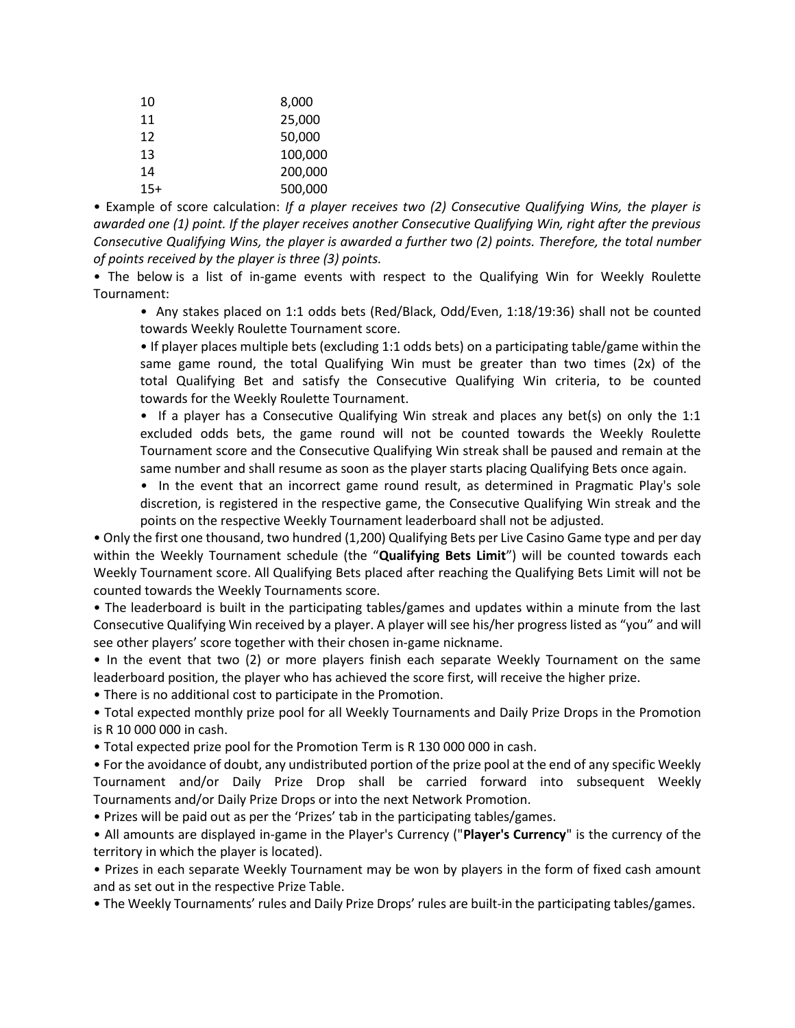| | |
|---|---|
| 10 | 8,000 |
| 11 | 25,000 |
| 12 | 50,000 |
| 13 | 100,000 |
| 14 | 200,000 |
| 15+ | 500,000 |

• Example of score calculation: *If a player receives two (2) Consecutive Qualifying Wins, the player is awarded one (1) point. If the player receives another Consecutive Qualifying Win, right after the previous Consecutive Qualifying Wins, the player is awarded a further two (2) points. Therefore, the total number of points received by the player is three (3) points.*

• The below is a list of in-game events with respect to the Qualifying Win for Weekly Roulette Tournament:

- Any stakes placed on 1:1 odds bets (Red/Black, Odd/Even, 1:18/19:36) shall not be counted towards Weekly Roulette Tournament score.
- If player places multiple bets (excluding 1:1 odds bets) on a participating table/game within the same game round, the total Qualifying Win must be greater than two times (2x) of the total Qualifying Bet and satisfy the Consecutive Qualifying Win criteria, to be counted towards for the Weekly Roulette Tournament.
- If a player has a Consecutive Qualifying Win streak and places any bet(s) on only the 1:1 excluded odds bets, the game round will not be counted towards the Weekly Roulette Tournament score and the Consecutive Qualifying Win streak shall be paused and remain at the same number and shall resume as soon as the player starts placing Qualifying Bets once again.
- In the event that an incorrect game round result, as determined in Pragmatic Play's sole discretion, is registered in the respective game, the Consecutive Qualifying Win streak and the points on the respective Weekly Tournament leaderboard shall not be adjusted.

• Only the first one thousand, two hundred (1,200) Qualifying Bets per Live Casino Game type and per day within the Weekly Tournament schedule (the "**Qualifying Bets Limit**") will be counted towards each Weekly Tournament score. All Qualifying Bets placed after reaching the Qualifying Bets Limit will not be counted towards the Weekly Tournaments score.

• The leaderboard is built in the participating tables/games and updates within a minute from the last Consecutive Qualifying Win received by a player. A player will see his/her progress listed as "you" and will see other players' score together with their chosen in-game nickname.

• In the event that two (2) or more players finish each separate Weekly Tournament on the same leaderboard position, the player who has achieved the score first, will receive the higher prize.

• There is no additional cost to participate in the Promotion.

• Total expected monthly prize pool for all Weekly Tournaments and Daily Prize Drops in the Promotion is R 10 000 000 in cash.

• Total expected prize pool for the Promotion Term is R 130 000 000 in cash.

• For the avoidance of doubt, any undistributed portion of the prize pool at the end of any specific Weekly Tournament and/or Daily Prize Drop shall be carried forward into subsequent Weekly Tournaments and/or Daily Prize Drops or into the next Network Promotion.

• Prizes will be paid out as per the 'Prizes' tab in the participating tables/games.

• All amounts are displayed in-game in the Player's Currency ("**Player's Currency**" is the currency of the territory in which the player is located).

• Prizes in each separate Weekly Tournament may be won by players in the form of fixed cash amount and as set out in the respective Prize Table.

• The Weekly Tournaments' rules and Daily Prize Drops' rules are built-in the participating tables/games.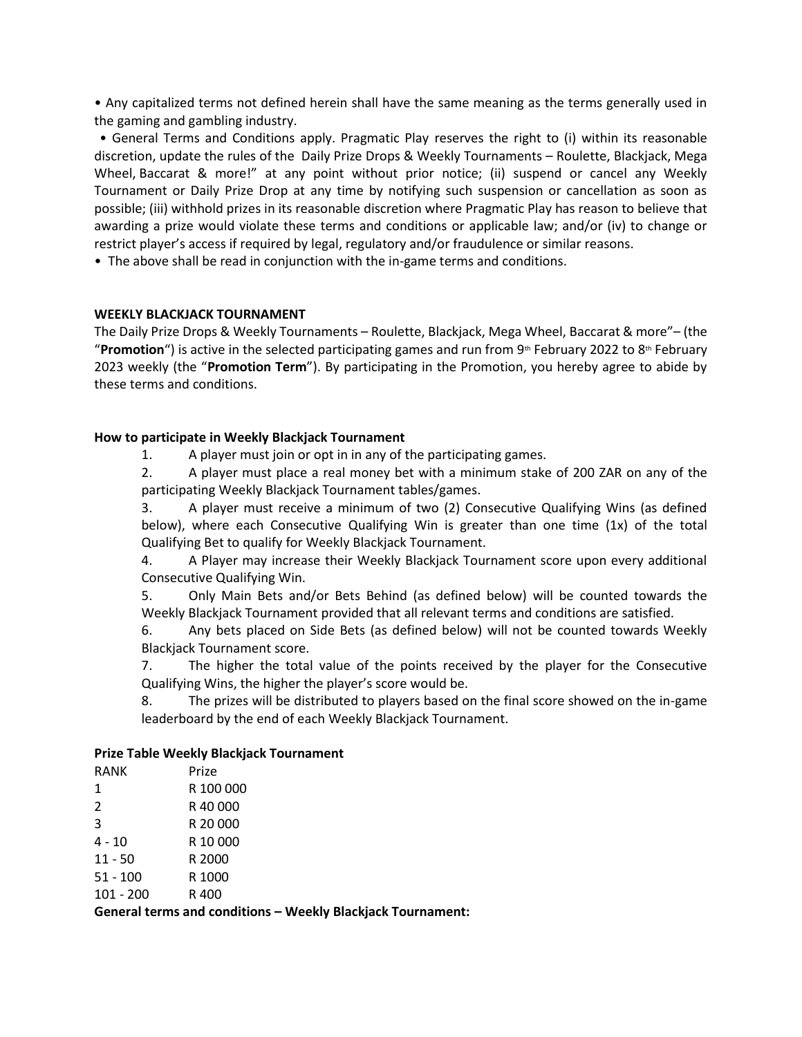• Any capitalized terms not defined herein shall have the same meaning as the terms generally used in the gaming and gambling industry.

• General Terms and Conditions apply. Pragmatic Play reserves the right to (i) within its reasonable discretion, update the rules of the Daily Prize Drops & Weekly Tournaments – Roulette, Blackjack, Mega Wheel, Baccarat & more!" at any point without prior notice; (ii) suspend or cancel any Weekly Tournament or Daily Prize Drop at any time by notifying such suspension or cancellation as soon as possible; (iii) withhold prizes in its reasonable discretion where Pragmatic Play has reason to believe that awarding a prize would violate these terms and conditions or applicable law; and/or (iv) to change or restrict player's access if required by legal, regulatory and/or fraudulence or similar reasons.

• The above shall be read in conjunction with the in-game terms and conditions.

**WEEKLY BLACKJACK TOURNAMENT**

The Daily Prize Drops & Weekly Tournaments – Roulette, Blackjack, Mega Wheel, Baccarat & more"– (the "**Promotion**") is active in the selected participating games and run from 9th February 2022 to 8th February 2023 weekly (the "**Promotion Term**"). By participating in the Promotion, you hereby agree to abide by these terms and conditions.

**How to participate in Weekly Blackjack Tournament**

1. A player must join or opt in in any of the participating games.
2. A player must place a real money bet with a minimum stake of 200 ZAR on any of the participating Weekly Blackjack Tournament tables/games.
3. A player must receive a minimum of two (2) Consecutive Qualifying Wins (as defined below), where each Consecutive Qualifying Win is greater than one time (1x) of the total Qualifying Bet to qualify for Weekly Blackjack Tournament.
4. A Player may increase their Weekly Blackjack Tournament score upon every additional Consecutive Qualifying Win.
5. Only Main Bets and/or Bets Behind (as defined below) will be counted towards the Weekly Blackjack Tournament provided that all relevant terms and conditions are satisfied.
6. Any bets placed on Side Bets (as defined below) will not be counted towards Weekly Blackjack Tournament score.
7. The higher the total value of the points received by the player for the Consecutive Qualifying Wins, the higher the player's score would be.
8. The prizes will be distributed to players based on the final score showed on the in-game leaderboard by the end of each Weekly Blackjack Tournament.

**Prize Table Weekly Blackjack Tournament**

| RANK | Prize |
|---|---|
| 1 | R 100 000 |
| 2 | R 40 000 |
| 3 | R 20 000 |
| 4 - 10 | R 10 000 |
| 11 - 50 | R 2000 |
| 51 - 100 | R 1000 |
| 101 - 200 | R 400 |

**General terms and conditions – Weekly Blackjack Tournament:**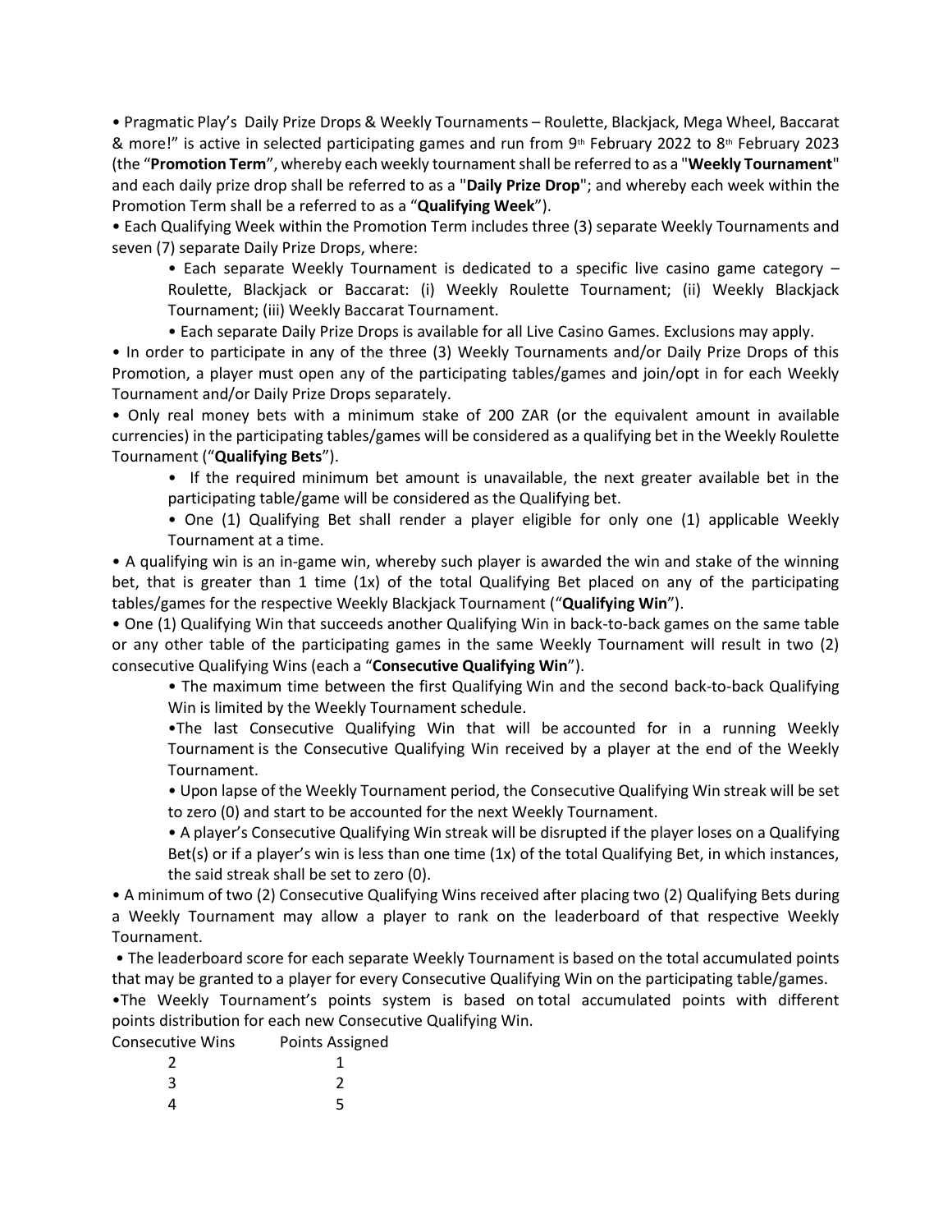- Pragmatic Play's Daily Prize Drops & Weekly Tournaments – Roulette, Blackjack, Mega Wheel, Baccarat & more!" is active in selected participating games and run from 9th February 2022 to 8th February 2023 (the "**Promotion Term**", whereby each weekly tournament shall be referred to as a "**Weekly Tournament**" and each daily prize drop shall be referred to as a "**Daily Prize Drop**"; and whereby each week within the Promotion Term shall be a referred to as a "**Qualifying Week**").
- Each Qualifying Week within the Promotion Term includes three (3) separate Weekly Tournaments and seven (7) separate Daily Prize Drops, where:
    - Each separate Weekly Tournament is dedicated to a specific live casino game category – Roulette, Blackjack or Baccarat: (i) Weekly Roulette Tournament; (ii) Weekly Blackjack Tournament; (iii) Weekly Baccarat Tournament.
    - Each separate Daily Prize Drops is available for all Live Casino Games. Exclusions may apply.
- In order to participate in any of the three (3) Weekly Tournaments and/or Daily Prize Drops of this Promotion, a player must open any of the participating tables/games and join/opt in for each Weekly Tournament and/or Daily Prize Drops separately.
- Only real money bets with a minimum stake of 200 ZAR (or the equivalent amount in available currencies) in the participating tables/games will be considered as a qualifying bet in the Weekly Roulette Tournament ("**Qualifying Bets**").
    - If the required minimum bet amount is unavailable, the next greater available bet in the participating table/game will be considered as the Qualifying bet.
    - One (1) Qualifying Bet shall render a player eligible for only one (1) applicable Weekly Tournament at a time.
- A qualifying win is an in-game win, whereby such player is awarded the win and stake of the winning bet, that is greater than 1 time (1x) of the total Qualifying Bet placed on any of the participating tables/games for the respective Weekly Blackjack Tournament ("**Qualifying Win**").
- One (1) Qualifying Win that succeeds another Qualifying Win in back-to-back games on the same table or any other table of the participating games in the same Weekly Tournament will result in two (2) consecutive Qualifying Wins (each a "**Consecutive Qualifying Win**").
    - The maximum time between the first Qualifying Win and the second back-to-back Qualifying Win is limited by the Weekly Tournament schedule.
    - The last Consecutive Qualifying Win that will be accounted for in a running Weekly Tournament is the Consecutive Qualifying Win received by a player at the end of the Weekly Tournament.
    - Upon lapse of the Weekly Tournament period, the Consecutive Qualifying Win streak will be set to zero (0) and start to be accounted for the next Weekly Tournament.
    - A player's Consecutive Qualifying Win streak will be disrupted if the player loses on a Qualifying Bet(s) or if a player's win is less than one time (1x) of the total Qualifying Bet, in which instances, the said streak shall be set to zero (0).
- A minimum of two (2) Consecutive Qualifying Wins received after placing two (2) Qualifying Bets during a Weekly Tournament may allow a player to rank on the leaderboard of that respective Weekly Tournament.
- The leaderboard score for each separate Weekly Tournament is based on the total accumulated points that may be granted to a player for every Consecutive Qualifying Win on the participating table/games.
- The Weekly Tournament's points system is based on total accumulated points with different points distribution for each new Consecutive Qualifying Win.

| Consecutive Wins | Points Assigned |
|---|---|
| 2 | 1 |
| 3 | 2 |
| 4 | 5 |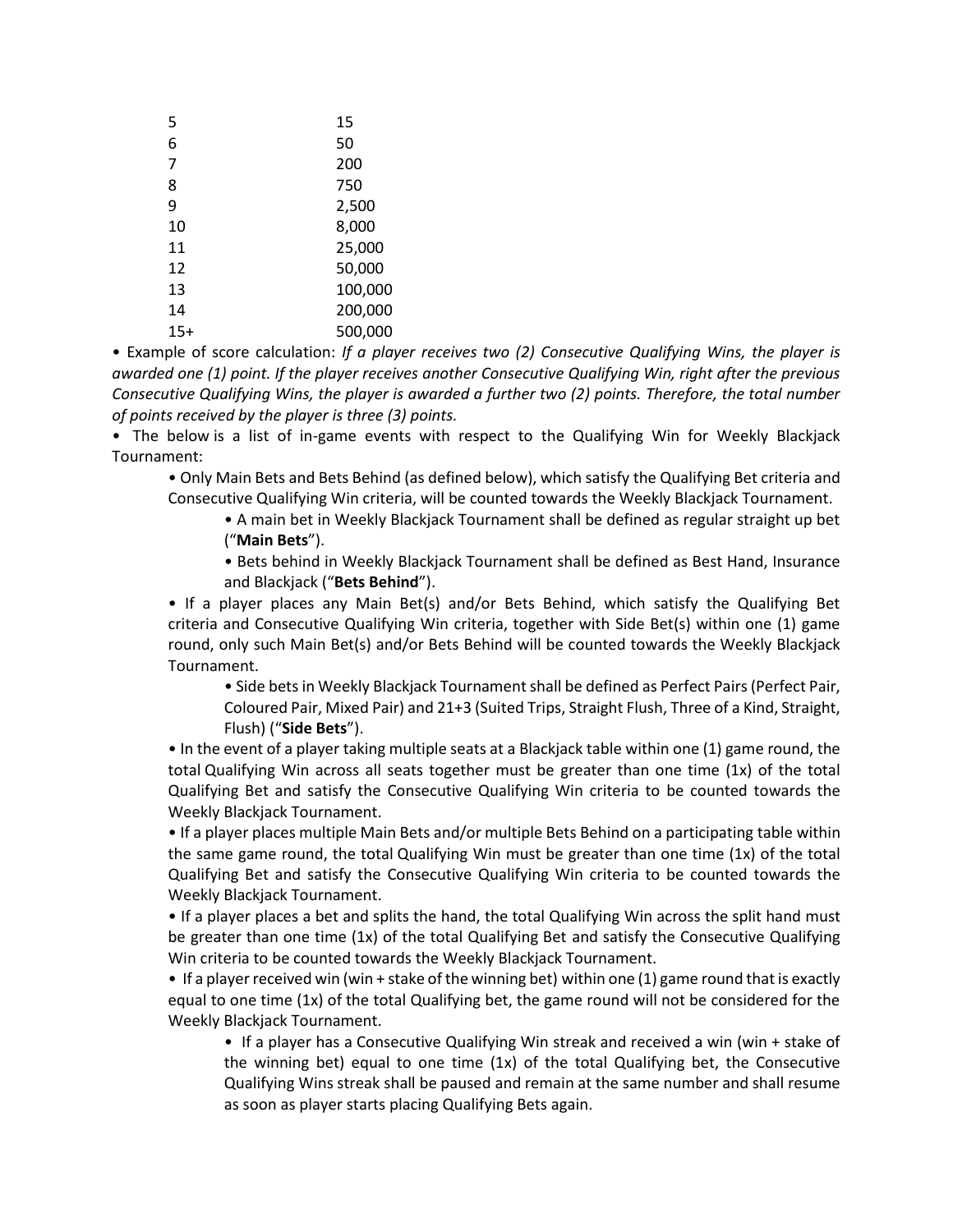| | |
|---|---|
| 5 | 15 |
| 6 | 50 |
| 7 | 200 |
| 8 | 750 |
| 9 | 2,500 |
| 10 | 8,000 |
| 11 | 25,000 |
| 12 | 50,000 |
| 13 | 100,000 |
| 14 | 200,000 |
| 15+ | 500,000 |

- Example of score calculation: *If a player receives two (2) Consecutive Qualifying Wins, the player is awarded one (1) point. If the player receives another Consecutive Qualifying Win, right after the previous Consecutive Qualifying Wins, the player is awarded a further two (2) points. Therefore, the total number of points received by the player is three (3) points.*
- The below is a list of in-game events with respect to the Qualifying Win for Weekly Blackjack Tournament:
  - Only Main Bets and Bets Behind (as defined below), which satisfy the Qualifying Bet criteria and Consecutive Qualifying Win criteria, will be counted towards the Weekly Blackjack Tournament.
    - A main bet in Weekly Blackjack Tournament shall be defined as regular straight up bet ("**Main Bets**").
    - Bets behind in Weekly Blackjack Tournament shall be defined as Best Hand, Insurance and Blackjack ("**Bets Behind**").
  - If a player places any Main Bet(s) and/or Bets Behind, which satisfy the Qualifying Bet criteria and Consecutive Qualifying Win criteria, together with Side Bet(s) within one (1) game round, only such Main Bet(s) and/or Bets Behind will be counted towards the Weekly Blackjack Tournament.
    - Side bets in Weekly Blackjack Tournament shall be defined as Perfect Pairs (Perfect Pair, Coloured Pair, Mixed Pair) and 21+3 (Suited Trips, Straight Flush, Three of a Kind, Straight, Flush) ("**Side Bets**").
  - In the event of a player taking multiple seats at a Blackjack table within one (1) game round, the total Qualifying Win across all seats together must be greater than one time (1x) of the total Qualifying Bet and satisfy the Consecutive Qualifying Win criteria to be counted towards the Weekly Blackjack Tournament.
  - If a player places multiple Main Bets and/or multiple Bets Behind on a participating table within the same game round, the total Qualifying Win must be greater than one time (1x) of the total Qualifying Bet and satisfy the Consecutive Qualifying Win criteria to be counted towards the Weekly Blackjack Tournament.
  - If a player places a bet and splits the hand, the total Qualifying Win across the split hand must be greater than one time (1x) of the total Qualifying Bet and satisfy the Consecutive Qualifying Win criteria to be counted towards the Weekly Blackjack Tournament.
  - If a player received win (win + stake of the winning bet) within one (1) game round that is exactly equal to one time (1x) of the total Qualifying bet, the game round will not be considered for the Weekly Blackjack Tournament.
    - If a player has a Consecutive Qualifying Win streak and received a win (win + stake of the winning bet) equal to one time (1x) of the total Qualifying bet, the Consecutive Qualifying Wins streak shall be paused and remain at the same number and shall resume as soon as player starts placing Qualifying Bets again.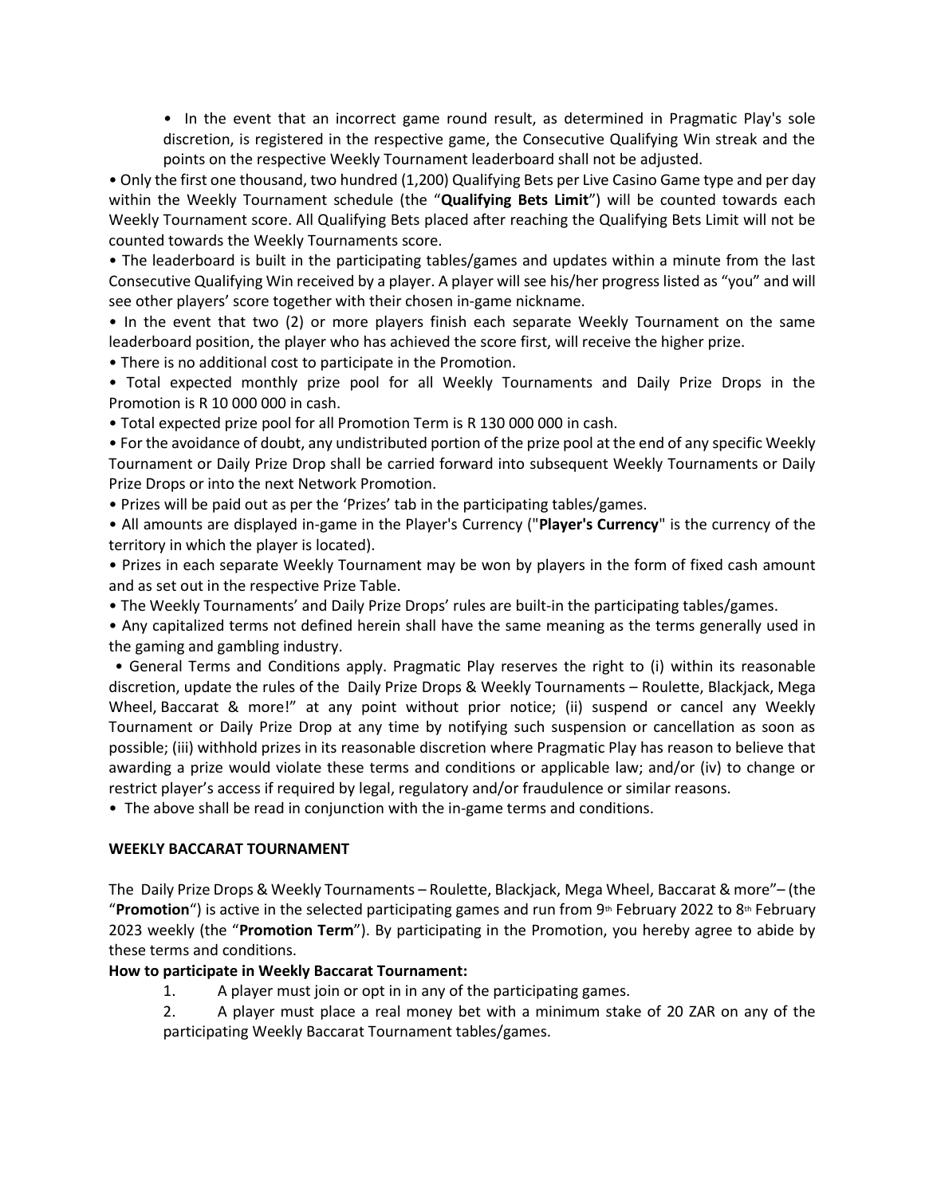- In the event that an incorrect game round result, as determined in Pragmatic Play's sole discretion, is registered in the respective game, the Consecutive Qualifying Win streak and the points on the respective Weekly Tournament leaderboard shall not be adjusted.

- Only the first one thousand, two hundred (1,200) Qualifying Bets per Live Casino Game type and per day within the Weekly Tournament schedule (the "**Qualifying Bets Limit**") will be counted towards each Weekly Tournament score. All Qualifying Bets placed after reaching the Qualifying Bets Limit will not be counted towards the Weekly Tournaments score.
- The leaderboard is built in the participating tables/games and updates within a minute from the last Consecutive Qualifying Win received by a player. A player will see his/her progress listed as "you" and will see other players' score together with their chosen in-game nickname.
- In the event that two (2) or more players finish each separate Weekly Tournament on the same leaderboard position, the player who has achieved the score first, will receive the higher prize.
- There is no additional cost to participate in the Promotion.
- Total expected monthly prize pool for all Weekly Tournaments and Daily Prize Drops in the Promotion is R 10 000 000 in cash.
- Total expected prize pool for all Promotion Term is R 130 000 000 in cash.
- For the avoidance of doubt, any undistributed portion of the prize pool at the end of any specific Weekly Tournament or Daily Prize Drop shall be carried forward into subsequent Weekly Tournaments or Daily Prize Drops or into the next Network Promotion.
- Prizes will be paid out as per the 'Prizes' tab in the participating tables/games.
- All amounts are displayed in-game in the Player's Currency ("**Player's Currency**" is the currency of the territory in which the player is located).
- Prizes in each separate Weekly Tournament may be won by players in the form of fixed cash amount and as set out in the respective Prize Table.
- The Weekly Tournaments' and Daily Prize Drops' rules are built-in the participating tables/games.
- Any capitalized terms not defined herein shall have the same meaning as the terms generally used in the gaming and gambling industry.
- General Terms and Conditions apply. Pragmatic Play reserves the right to (i) within its reasonable discretion, update the rules of the Daily Prize Drops & Weekly Tournaments – Roulette, Blackjack, Mega Wheel, Baccarat & more!" at any point without prior notice; (ii) suspend or cancel any Weekly Tournament or Daily Prize Drop at any time by notifying such suspension or cancellation as soon as possible; (iii) withhold prizes in its reasonable discretion where Pragmatic Play has reason to believe that awarding a prize would violate these terms and conditions or applicable law; and/or (iv) to change or restrict player's access if required by legal, regulatory and/or fraudulence or similar reasons.
- The above shall be read in conjunction with the in-game terms and conditions.

**WEEKLY BACCARAT TOURNAMENT**

The Daily Prize Drops & Weekly Tournaments – Roulette, Blackjack, Mega Wheel, Baccarat & more"– (the "**Promotion**") is active in the selected participating games and run from 9th February 2022 to 8th February 2023 weekly (the "**Promotion Term**"). By participating in the Promotion, you hereby agree to abide by these terms and conditions.

**How to participate in Weekly Baccarat Tournament:**

1. A player must join or opt in in any of the participating games.
2. A player must place a real money bet with a minimum stake of 20 ZAR on any of the participating Weekly Baccarat Tournament tables/games.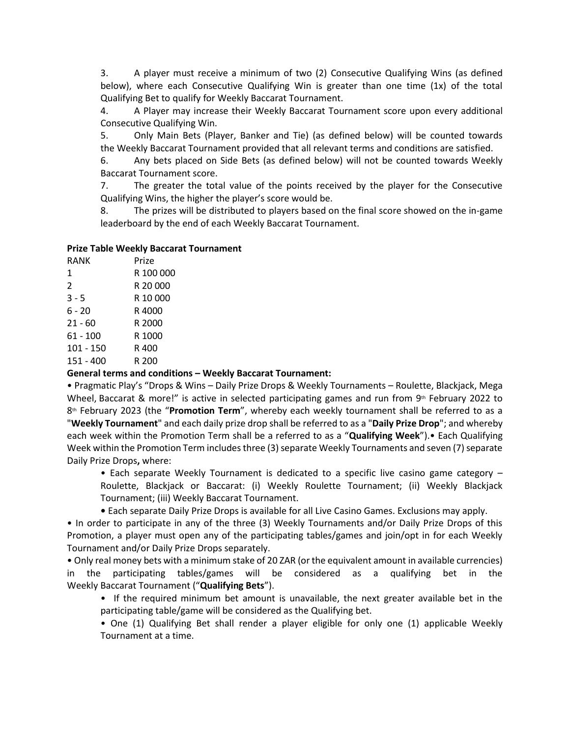3. A player must receive a minimum of two (2) Consecutive Qualifying Wins (as defined below), where each Consecutive Qualifying Win is greater than one time (1x) of the total Qualifying Bet to qualify for Weekly Baccarat Tournament.
4. A Player may increase their Weekly Baccarat Tournament score upon every additional Consecutive Qualifying Win.
5. Only Main Bets (Player, Banker and Tie) (as defined below) will be counted towards the Weekly Baccarat Tournament provided that all relevant terms and conditions are satisfied.
6. Any bets placed on Side Bets (as defined below) will not be counted towards Weekly Baccarat Tournament score.
7. The greater the total value of the points received by the player for the Consecutive Qualifying Wins, the higher the player's score would be.
8. The prizes will be distributed to players based on the final score showed on the in-game leaderboard by the end of each Weekly Baccarat Tournament.

**Prize Table Weekly Baccarat Tournament**

| RANK | Prize |
|---|---|
| 1 | R 100 000 |
| 2 | R 20 000 |
| 3 - 5 | R 10 000 |
| 6 - 20 | R 4000 |
| 21 - 60 | R 2000 |
| 61 - 100 | R 1000 |
| 101 - 150 | R 400 |
| 151 - 400 | R 200 |

**General terms and conditions – Weekly Baccarat Tournament:**

• Pragmatic Play's "Drops & Wins – Daily Prize Drops & Weekly Tournaments – Roulette, Blackjack, Mega Wheel, Baccarat & more!" is active in selected participating games and run from 9th February 2022 to 8th February 2023 (the "**Promotion Term**", whereby each weekly tournament shall be referred to as a "**Weekly Tournament**" and each daily prize drop shall be referred to as a "**Daily Prize Drop**"; and whereby each week within the Promotion Term shall be a referred to as a "**Qualifying Week**").• Each Qualifying Week within the Promotion Term includes three (3) separate Weekly Tournaments and seven (7) separate Daily Prize Drops**,** where:

- Each separate Weekly Tournament is dedicated to a specific live casino game category – Roulette, Blackjack or Baccarat: (i) Weekly Roulette Tournament; (ii) Weekly Blackjack Tournament; (iii) Weekly Baccarat Tournament.
- Each separate Daily Prize Drops is available for all Live Casino Games. Exclusions may apply.

• In order to participate in any of the three (3) Weekly Tournaments and/or Daily Prize Drops of this Promotion, a player must open any of the participating tables/games and join/opt in for each Weekly Tournament and/or Daily Prize Drops separately.

• Only real money bets with a minimum stake of 20 ZAR (or the equivalent amount in available currencies) in the participating tables/games will be considered as a qualifying bet in the Weekly Baccarat Tournament ("**Qualifying Bets**").

- If the required minimum bet amount is unavailable, the next greater available bet in the participating table/game will be considered as the Qualifying bet.
- One (1) Qualifying Bet shall render a player eligible for only one (1) applicable Weekly Tournament at a time.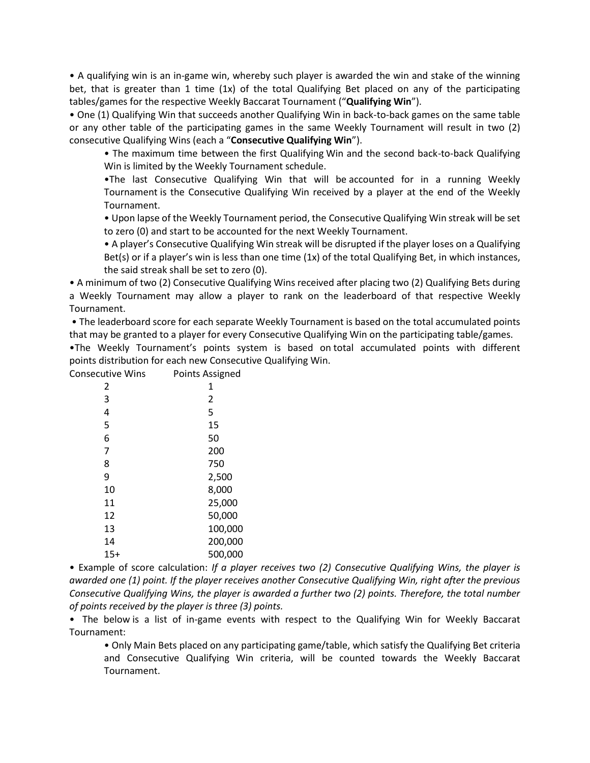- A qualifying win is an in-game win, whereby such player is awarded the win and stake of the winning bet, that is greater than 1 time (1x) of the total Qualifying Bet placed on any of the participating tables/games for the respective Weekly Baccarat Tournament ("**Qualifying Win**").
- One (1) Qualifying Win that succeeds another Qualifying Win in back-to-back games on the same table or any other table of the participating games in the same Weekly Tournament will result in two (2) consecutive Qualifying Wins (each a "**Consecutive Qualifying Win**").
    - The maximum time between the first Qualifying Win and the second back-to-back Qualifying Win is limited by the Weekly Tournament schedule.
    - The last Consecutive Qualifying Win that will be accounted for in a running Weekly Tournament is the Consecutive Qualifying Win received by a player at the end of the Weekly Tournament.
    - Upon lapse of the Weekly Tournament period, the Consecutive Qualifying Win streak will be set to zero (0) and start to be accounted for the next Weekly Tournament.
    - A player's Consecutive Qualifying Win streak will be disrupted if the player loses on a Qualifying Bet(s) or if a player's win is less than one time (1x) of the total Qualifying Bet, in which instances, the said streak shall be set to zero (0).
- A minimum of two (2) Consecutive Qualifying Wins received after placing two (2) Qualifying Bets during a Weekly Tournament may allow a player to rank on the leaderboard of that respective Weekly Tournament.
- The leaderboard score for each separate Weekly Tournament is based on the total accumulated points that may be granted to a player for every Consecutive Qualifying Win on the participating table/games.
- The Weekly Tournament's points system is based on total accumulated points with different points distribution for each new Consecutive Qualifying Win.

| Consecutive Wins | Points Assigned |
|---|---|
| 2 | 1 |
| 3 | 2 |
| 4 | 5 |
| 5 | 15 |
| 6 | 50 |
| 7 | 200 |
| 8 | 750 |
| 9 | 2,500 |
| 10 | 8,000 |
| 11 | 25,000 |
| 12 | 50,000 |
| 13 | 100,000 |
| 14 | 200,000 |
| 15+ | 500,000 |

- Example of score calculation: *If a player receives two (2) Consecutive Qualifying Wins, the player is awarded one (1) point. If the player receives another Consecutive Qualifying Win, right after the previous Consecutive Qualifying Wins, the player is awarded a further two (2) points. Therefore, the total number of points received by the player is three (3) points.*
- The below is a list of in-game events with respect to the Qualifying Win for Weekly Baccarat Tournament:
    - Only Main Bets placed on any participating game/table, which satisfy the Qualifying Bet criteria and Consecutive Qualifying Win criteria, will be counted towards the Weekly Baccarat Tournament.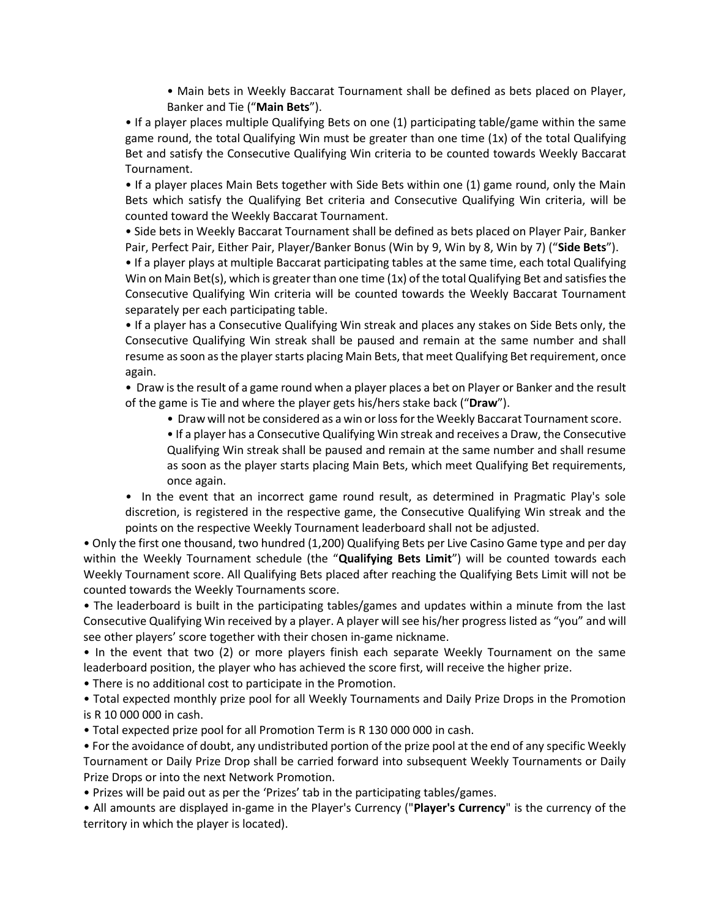- Main bets in Weekly Baccarat Tournament shall be defined as bets placed on Player, Banker and Tie ("**Main Bets**").

- If a player places multiple Qualifying Bets on one (1) participating table/game within the same game round, the total Qualifying Win must be greater than one time (1x) of the total Qualifying Bet and satisfy the Consecutive Qualifying Win criteria to be counted towards Weekly Baccarat Tournament.
- If a player places Main Bets together with Side Bets within one (1) game round, only the Main Bets which satisfy the Qualifying Bet criteria and Consecutive Qualifying Win criteria, will be counted toward the Weekly Baccarat Tournament.
- Side bets in Weekly Baccarat Tournament shall be defined as bets placed on Player Pair, Banker Pair, Perfect Pair, Either Pair, Player/Banker Bonus (Win by 9, Win by 8, Win by 7) ("**Side Bets**").
- If a player plays at multiple Baccarat participating tables at the same time, each total Qualifying Win on Main Bet(s), which is greater than one time (1x) of the total Qualifying Bet and satisfies the Consecutive Qualifying Win criteria will be counted towards the Weekly Baccarat Tournament separately per each participating table.
- If a player has a Consecutive Qualifying Win streak and places any stakes on Side Bets only, the Consecutive Qualifying Win streak shall be paused and remain at the same number and shall resume as soon as the player starts placing Main Bets, that meet Qualifying Bet requirement, once again.
- Draw is the result of a game round when a player places a bet on Player or Banker and the result of the game is Tie and where the player gets his/hers stake back ("**Draw**").
  - Draw will not be considered as a win or loss for the Weekly Baccarat Tournament score.
  - If a player has a Consecutive Qualifying Win streak and receives a Draw, the Consecutive Qualifying Win streak shall be paused and remain at the same number and shall resume as soon as the player starts placing Main Bets, which meet Qualifying Bet requirements, once again.
- In the event that an incorrect game round result, as determined in Pragmatic Play's sole discretion, is registered in the respective game, the Consecutive Qualifying Win streak and the points on the respective Weekly Tournament leaderboard shall not be adjusted.

- Only the first one thousand, two hundred (1,200) Qualifying Bets per Live Casino Game type and per day within the Weekly Tournament schedule (the "**Qualifying Bets Limit**") will be counted towards each Weekly Tournament score. All Qualifying Bets placed after reaching the Qualifying Bets Limit will not be counted towards the Weekly Tournaments score.
- The leaderboard is built in the participating tables/games and updates within a minute from the last Consecutive Qualifying Win received by a player. A player will see his/her progress listed as "you" and will see other players' score together with their chosen in-game nickname.
- In the event that two (2) or more players finish each separate Weekly Tournament on the same leaderboard position, the player who has achieved the score first, will receive the higher prize.
- There is no additional cost to participate in the Promotion.
- Total expected monthly prize pool for all Weekly Tournaments and Daily Prize Drops in the Promotion is R 10 000 000 in cash.
- Total expected prize pool for all Promotion Term is R 130 000 000 in cash.
- For the avoidance of doubt, any undistributed portion of the prize pool at the end of any specific Weekly Tournament or Daily Prize Drop shall be carried forward into subsequent Weekly Tournaments or Daily Prize Drops or into the next Network Promotion.
- Prizes will be paid out as per the 'Prizes' tab in the participating tables/games.
- All amounts are displayed in-game in the Player's Currency ("**Player's Currency**" is the currency of the territory in which the player is located).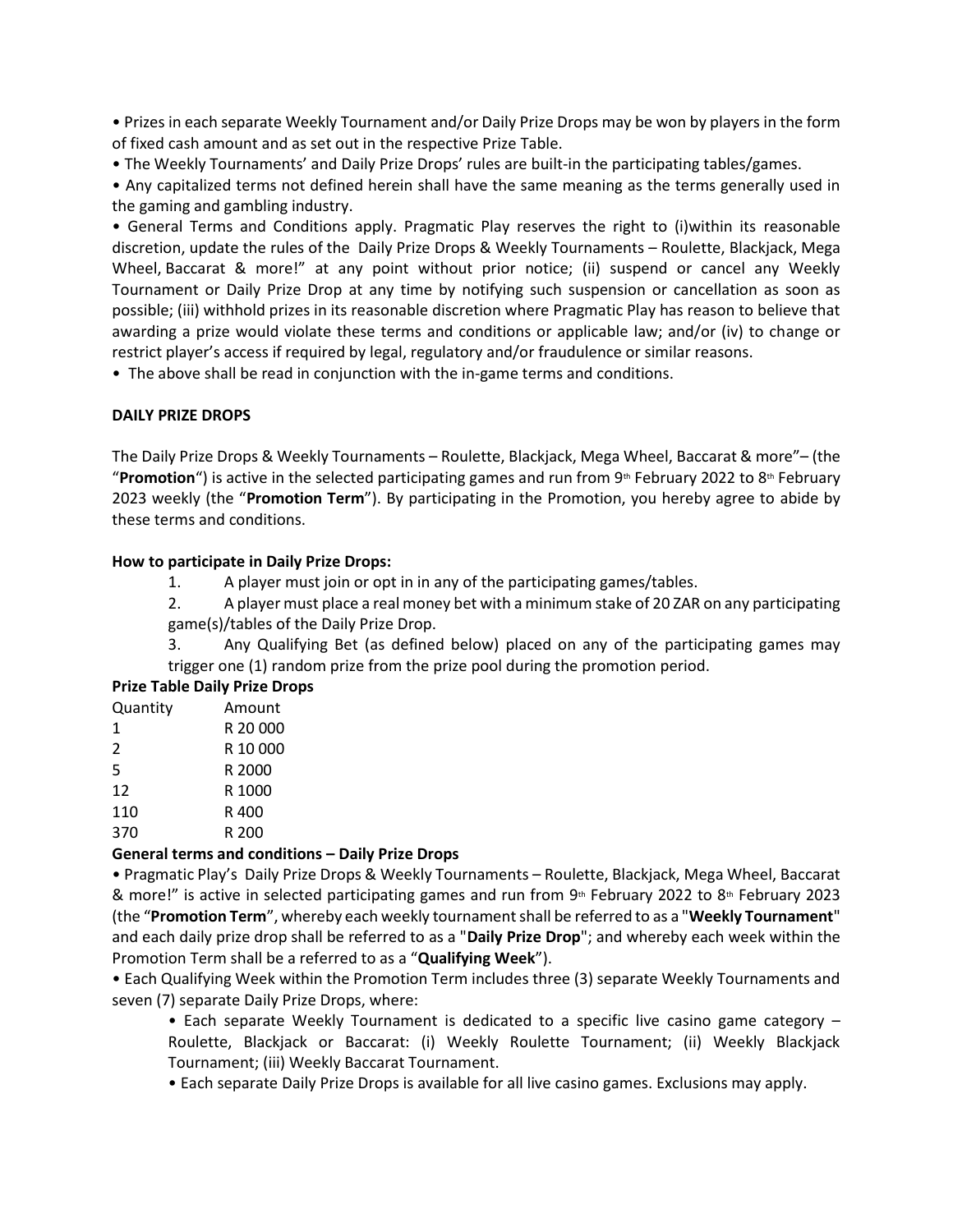• Prizes in each separate Weekly Tournament and/or Daily Prize Drops may be won by players in the form of fixed cash amount and as set out in the respective Prize Table.

• The Weekly Tournaments' and Daily Prize Drops' rules are built-in the participating tables/games.

• Any capitalized terms not defined herein shall have the same meaning as the terms generally used in the gaming and gambling industry.

• General Terms and Conditions apply. Pragmatic Play reserves the right to (i)within its reasonable discretion, update the rules of the Daily Prize Drops & Weekly Tournaments – Roulette, Blackjack, Mega Wheel, Baccarat & more!" at any point without prior notice; (ii) suspend or cancel any Weekly Tournament or Daily Prize Drop at any time by notifying such suspension or cancellation as soon as possible; (iii) withhold prizes in its reasonable discretion where Pragmatic Play has reason to believe that awarding a prize would violate these terms and conditions or applicable law; and/or (iv) to change or restrict player's access if required by legal, regulatory and/or fraudulence or similar reasons.

• The above shall be read in conjunction with the in-game terms and conditions.

**DAILY PRIZE DROPS**

The Daily Prize Drops & Weekly Tournaments – Roulette, Blackjack, Mega Wheel, Baccarat & more"– (the "**Promotion**") is active in the selected participating games and run from 9th February 2022 to 8th February 2023 weekly (the "**Promotion Term**"). By participating in the Promotion, you hereby agree to abide by these terms and conditions.

**How to participate in Daily Prize Drops:**

1. A player must join or opt in in any of the participating games/tables.
2. A player must place a real money bet with a minimum stake of 20 ZAR on any participating game(s)/tables of the Daily Prize Drop.
3. Any Qualifying Bet (as defined below) placed on any of the participating games may trigger one (1) random prize from the prize pool during the promotion period.

**Prize Table Daily Prize Drops**

| Quantity | Amount |
|---|---|
| 1 | R 20 000 |
| 2 | R 10 000 |
| 5 | R 2000 |
| 12 | R 1000 |
| 110 | R 400 |
| 370 | R 200 |

**General terms and conditions – Daily Prize Drops**

• Pragmatic Play's Daily Prize Drops & Weekly Tournaments – Roulette, Blackjack, Mega Wheel, Baccarat & more!" is active in selected participating games and run from 9th February 2022 to 8th February 2023 (the "**Promotion Term**", whereby each weekly tournament shall be referred to as a "**Weekly Tournament**" and each daily prize drop shall be referred to as a "**Daily Prize Drop**"; and whereby each week within the Promotion Term shall be a referred to as a "**Qualifying Week**").

• Each Qualifying Week within the Promotion Term includes three (3) separate Weekly Tournaments and seven (7) separate Daily Prize Drops, where:

  • Each separate Weekly Tournament is dedicated to a specific live casino game category – Roulette, Blackjack or Baccarat: (i) Weekly Roulette Tournament; (ii) Weekly Blackjack Tournament; (iii) Weekly Baccarat Tournament.

  • Each separate Daily Prize Drops is available for all live casino games. Exclusions may apply.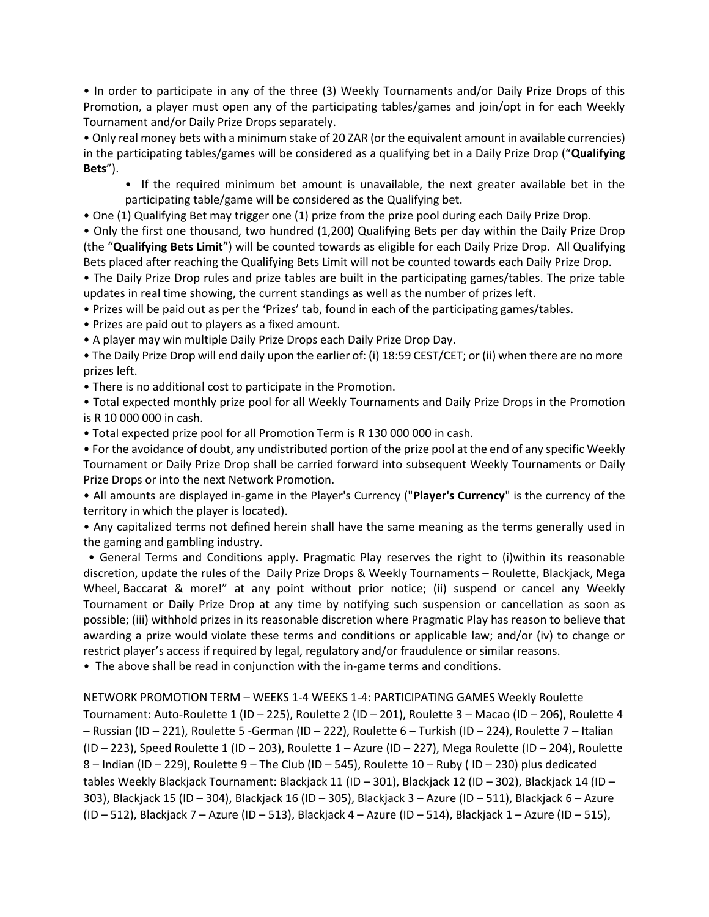• In order to participate in any of the three (3) Weekly Tournaments and/or Daily Prize Drops of this Promotion, a player must open any of the participating tables/games and join/opt in for each Weekly Tournament and/or Daily Prize Drops separately.

• Only real money bets with a minimum stake of 20 ZAR (or the equivalent amount in available currencies) in the participating tables/games will be considered as a qualifying bet in a Daily Prize Drop ("**Qualifying Bets**").

  • If the required minimum bet amount is unavailable, the next greater available bet in the participating table/game will be considered as the Qualifying bet.

• One (1) Qualifying Bet may trigger one (1) prize from the prize pool during each Daily Prize Drop.

• Only the first one thousand, two hundred (1,200) Qualifying Bets per day within the Daily Prize Drop (the "**Qualifying Bets Limit**") will be counted towards as eligible for each Daily Prize Drop. All Qualifying Bets placed after reaching the Qualifying Bets Limit will not be counted towards each Daily Prize Drop.

• The Daily Prize Drop rules and prize tables are built in the participating games/tables. The prize table updates in real time showing, the current standings as well as the number of prizes left.

• Prizes will be paid out as per the 'Prizes' tab, found in each of the participating games/tables.

• Prizes are paid out to players as a fixed amount.

• A player may win multiple Daily Prize Drops each Daily Prize Drop Day.

• The Daily Prize Drop will end daily upon the earlier of: (i) 18:59 CEST/CET; or (ii) when there are no more prizes left.

• There is no additional cost to participate in the Promotion.

• Total expected monthly prize pool for all Weekly Tournaments and Daily Prize Drops in the Promotion is R 10 000 000 in cash.

• Total expected prize pool for all Promotion Term is R 130 000 000 in cash.

• For the avoidance of doubt, any undistributed portion of the prize pool at the end of any specific Weekly Tournament or Daily Prize Drop shall be carried forward into subsequent Weekly Tournaments or Daily Prize Drops or into the next Network Promotion.

• All amounts are displayed in-game in the Player's Currency ("**Player's Currency**" is the currency of the territory in which the player is located).

• Any capitalized terms not defined herein shall have the same meaning as the terms generally used in the gaming and gambling industry.

• General Terms and Conditions apply. Pragmatic Play reserves the right to (i)within its reasonable discretion, update the rules of the Daily Prize Drops & Weekly Tournaments – Roulette, Blackjack, Mega Wheel, Baccarat & more!" at any point without prior notice; (ii) suspend or cancel any Weekly Tournament or Daily Prize Drop at any time by notifying such suspension or cancellation as soon as possible; (iii) withhold prizes in its reasonable discretion where Pragmatic Play has reason to believe that awarding a prize would violate these terms and conditions or applicable law; and/or (iv) to change or restrict player's access if required by legal, regulatory and/or fraudulence or similar reasons.

• The above shall be read in conjunction with the in-game terms and conditions.

NETWORK PROMOTION TERM – WEEKS 1-4 WEEKS 1-4: PARTICIPATING GAMES Weekly Roulette Tournament: Auto-Roulette 1 (ID – 225), Roulette 2 (ID – 201), Roulette 3 – Macao (ID – 206), Roulette 4 – Russian (ID – 221), Roulette 5 -German (ID – 222), Roulette 6 – Turkish (ID – 224), Roulette 7 – Italian (ID – 223), Speed Roulette 1 (ID – 203), Roulette 1 – Azure (ID – 227), Mega Roulette (ID – 204), Roulette 8 – Indian (ID – 229), Roulette 9 – The Club (ID – 545), Roulette 10 – Ruby ( ID – 230) plus dedicated tables Weekly Blackjack Tournament: Blackjack 11 (ID – 301), Blackjack 12 (ID – 302), Blackjack 14 (ID – 303), Blackjack 15 (ID – 304), Blackjack 16 (ID – 305), Blackjack 3 – Azure (ID – 511), Blackjack 6 – Azure (ID – 512), Blackjack 7 – Azure (ID – 513), Blackjack 4 – Azure (ID – 514), Blackjack 1 – Azure (ID – 515),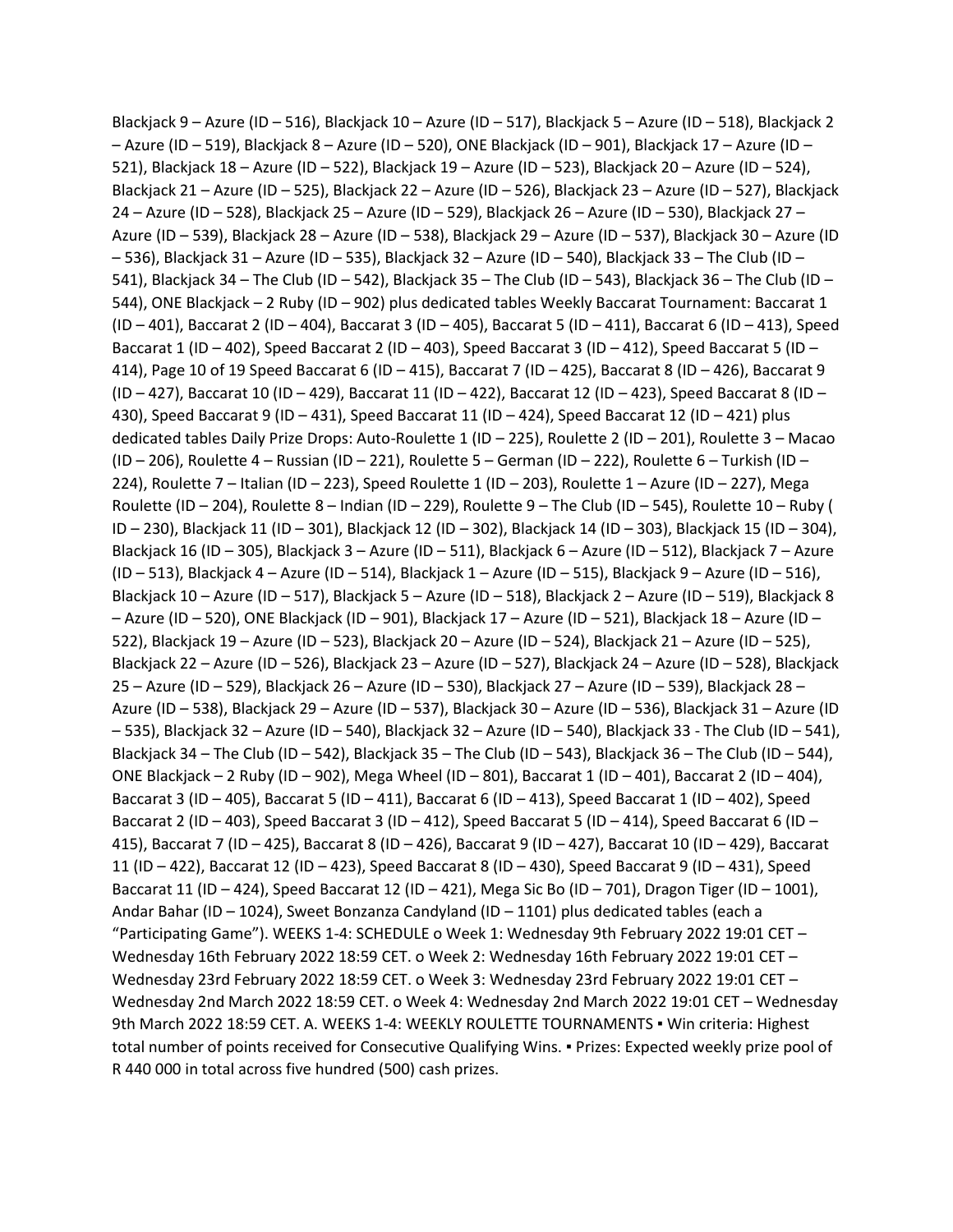Blackjack 9 – Azure (ID – 516), Blackjack 10 – Azure (ID – 517), Blackjack 5 – Azure (ID – 518), Blackjack 2 – Azure (ID – 519), Blackjack 8 – Azure (ID – 520), ONE Blackjack (ID – 901), Blackjack 17 – Azure (ID – 521), Blackjack 18 – Azure (ID – 522), Blackjack 19 – Azure (ID – 523), Blackjack 20 – Azure (ID – 524), Blackjack 21 – Azure (ID – 525), Blackjack 22 – Azure (ID – 526), Blackjack 23 – Azure (ID – 527), Blackjack 24 – Azure (ID – 528), Blackjack 25 – Azure (ID – 529), Blackjack 26 – Azure (ID – 530), Blackjack 27 – Azure (ID – 539), Blackjack 28 – Azure (ID – 538), Blackjack 29 – Azure (ID – 537), Blackjack 30 – Azure (ID – 536), Blackjack 31 – Azure (ID – 535), Blackjack 32 – Azure (ID – 540), Blackjack 33 – The Club (ID – 541), Blackjack 34 – The Club (ID – 542), Blackjack 35 – The Club (ID – 543), Blackjack 36 – The Club (ID – 544), ONE Blackjack – 2 Ruby (ID – 902) plus dedicated tables Weekly Baccarat Tournament: Baccarat 1 (ID – 401), Baccarat 2 (ID – 404), Baccarat 3 (ID – 405), Baccarat 5 (ID – 411), Baccarat 6 (ID – 413), Speed Baccarat 1 (ID – 402), Speed Baccarat 2 (ID – 403), Speed Baccarat 3 (ID – 412), Speed Baccarat 5 (ID – 414), Page 10 of 19 Speed Baccarat 6 (ID – 415), Baccarat 7 (ID – 425), Baccarat 8 (ID – 426), Baccarat 9 (ID – 427), Baccarat 10 (ID – 429), Baccarat 11 (ID – 422), Baccarat 12 (ID – 423), Speed Baccarat 8 (ID – 430), Speed Baccarat 9 (ID – 431), Speed Baccarat 11 (ID – 424), Speed Baccarat 12 (ID – 421) plus dedicated tables Daily Prize Drops: Auto-Roulette 1 (ID – 225), Roulette 2 (ID – 201), Roulette 3 – Macao (ID – 206), Roulette 4 – Russian (ID – 221), Roulette 5 – German (ID – 222), Roulette 6 – Turkish (ID – 224), Roulette 7 – Italian (ID – 223), Speed Roulette 1 (ID – 203), Roulette 1 – Azure (ID – 227), Mega Roulette (ID – 204), Roulette 8 – Indian (ID – 229), Roulette 9 – The Club (ID – 545), Roulette 10 – Ruby ( ID – 230), Blackjack 11 (ID – 301), Blackjack 12 (ID – 302), Blackjack 14 (ID – 303), Blackjack 15 (ID – 304), Blackjack 16 (ID – 305), Blackjack 3 – Azure (ID – 511), Blackjack 6 – Azure (ID – 512), Blackjack 7 – Azure (ID – 513), Blackjack 4 – Azure (ID – 514), Blackjack 1 – Azure (ID – 515), Blackjack 9 – Azure (ID – 516), Blackjack 10 – Azure (ID – 517), Blackjack 5 – Azure (ID – 518), Blackjack 2 – Azure (ID – 519), Blackjack 8 – Azure (ID – 520), ONE Blackjack (ID – 901), Blackjack 17 – Azure (ID – 521), Blackjack 18 – Azure (ID – 522), Blackjack 19 – Azure (ID – 523), Blackjack 20 – Azure (ID – 524), Blackjack 21 – Azure (ID – 525), Blackjack 22 – Azure (ID – 526), Blackjack 23 – Azure (ID – 527), Blackjack 24 – Azure (ID – 528), Blackjack 25 – Azure (ID – 529), Blackjack 26 – Azure (ID – 530), Blackjack 27 – Azure (ID – 539), Blackjack 28 – Azure (ID – 538), Blackjack 29 – Azure (ID – 537), Blackjack 30 – Azure (ID – 536), Blackjack 31 – Azure (ID – 535), Blackjack 32 – Azure (ID – 540), Blackjack 32 – Azure (ID – 540), Blackjack 33 - The Club (ID – 541), Blackjack 34 – The Club (ID – 542), Blackjack 35 – The Club (ID – 543), Blackjack 36 – The Club (ID – 544), ONE Blackjack – 2 Ruby (ID – 902), Mega Wheel (ID – 801), Baccarat 1 (ID – 401), Baccarat 2 (ID – 404), Baccarat 3 (ID – 405), Baccarat 5 (ID – 411), Baccarat 6 (ID – 413), Speed Baccarat 1 (ID – 402), Speed Baccarat 2 (ID – 403), Speed Baccarat 3 (ID – 412), Speed Baccarat 5 (ID – 414), Speed Baccarat 6 (ID – 415), Baccarat 7 (ID – 425), Baccarat 8 (ID – 426), Baccarat 9 (ID – 427), Baccarat 10 (ID – 429), Baccarat 11 (ID – 422), Baccarat 12 (ID – 423), Speed Baccarat 8 (ID – 430), Speed Baccarat 9 (ID – 431), Speed Baccarat 11 (ID – 424), Speed Baccarat 12 (ID – 421), Mega Sic Bo (ID – 701), Dragon Tiger (ID – 1001), Andar Bahar (ID – 1024), Sweet Bonzanza Candyland (ID – 1101) plus dedicated tables (each a "Participating Game"). WEEKS 1-4: SCHEDULE o Week 1: Wednesday 9th February 2022 19:01 CET – Wednesday 16th February 2022 18:59 CET. o Week 2: Wednesday 16th February 2022 19:01 CET – Wednesday 23rd February 2022 18:59 CET. o Week 3: Wednesday 23rd February 2022 19:01 CET – Wednesday 2nd March 2022 18:59 CET. o Week 4: Wednesday 2nd March 2022 19:01 CET – Wednesday 9th March 2022 18:59 CET. A. WEEKS 1-4: WEEKLY ROULETTE TOURNAMENTS ▪ Win criteria: Highest total number of points received for Consecutive Qualifying Wins. ▪ Prizes: Expected weekly prize pool of R 440 000 in total across five hundred (500) cash prizes.